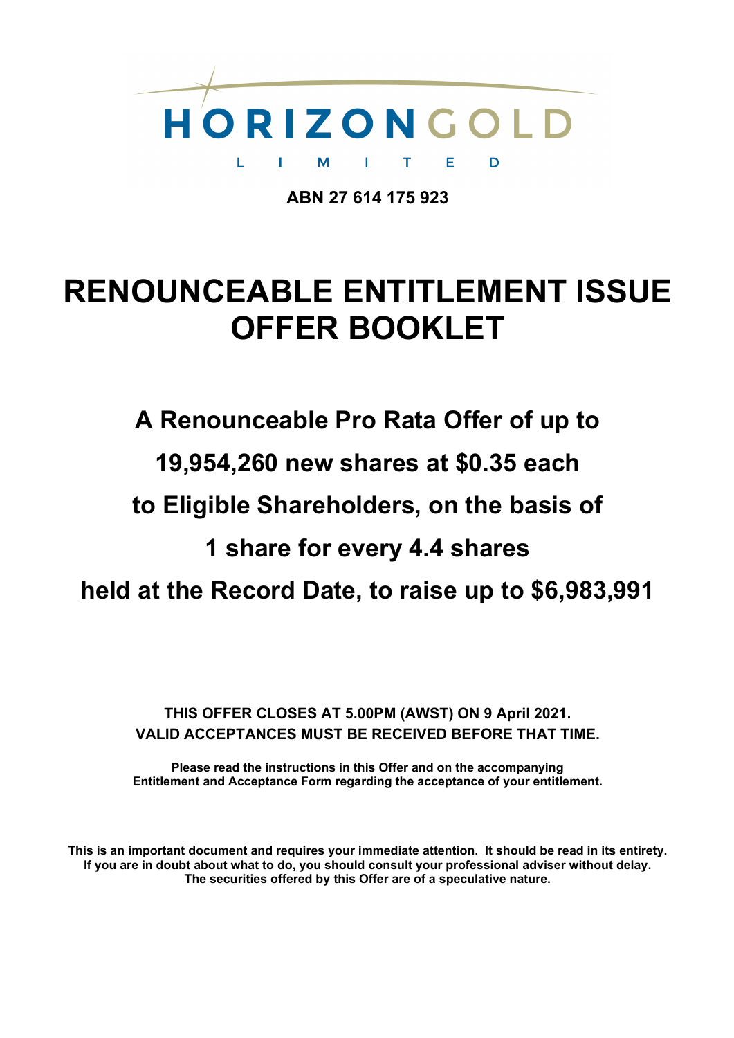HORIZON GOLD LIMITED

**ABN 27 614 175 923**

# RENOUNCEABLE ENTITLEMENT ISSUE OFFER BOOKLET

## A Renounceable Pro Rata Offer of up to 19,954,260 new shares at $0.35 each to Eligible Shareholders, on the basis of 1 share for every 4.4 shares held at the Record Date, to raise up to $6,983,991

**THIS OFFER CLOSES AT 5.00PM (AWST) ON 9 April 2021.**
**VALID ACCEPTANCES MUST BE RECEIVED BEFORE THAT TIME.**

**Please read the instructions in this Offer and on the accompanying Entitlement and Acceptance Form regarding the acceptance of your entitlement.**

**This is an important document and requires your immediate attention. It should be read in its entirety. If you are in doubt about what to do, you should consult your professional adviser without delay. The securities offered by this Offer are of a speculative nature.**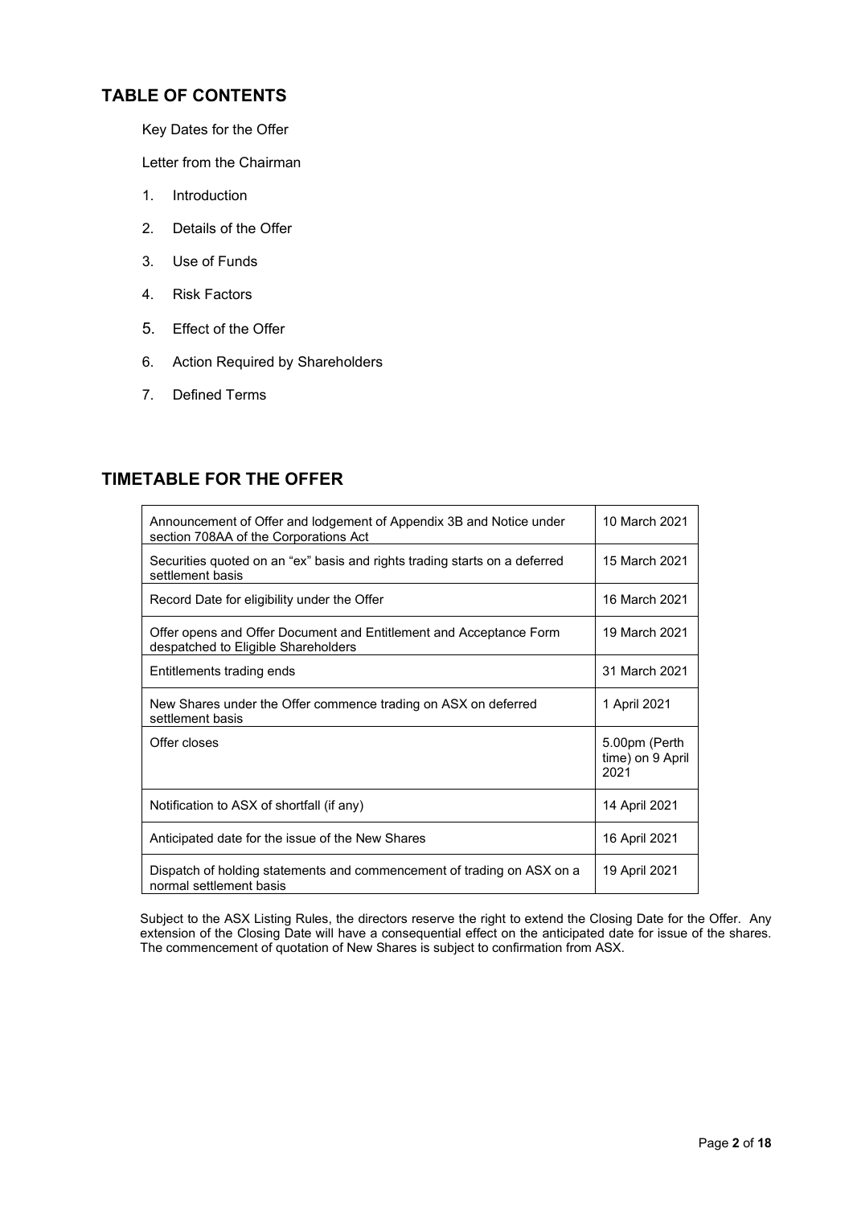## TABLE OF CONTENTS

Key Dates for the Offer

Letter from the Chairman

1. Introduction
2. Details of the Offer
3. Use of Funds
4. Risk Factors
5. Effect of the Offer
6. Action Required by Shareholders
7. Defined Terms

## TIMETABLE FOR THE OFFER

| | |
|---|---|
| Announcement of Offer and lodgement of Appendix 3B and Notice under section 708AA of the Corporations Act | 10 March 2021 |
| Securities quoted on an "ex" basis and rights trading starts on a deferred settlement basis | 15 March 2021 |
| Record Date for eligibility under the Offer | 16 March 2021 |
| Offer opens and Offer Document and Entitlement and Acceptance Form despatched to Eligible Shareholders | 19 March 2021 |
| Entitlements trading ends | 31 March 2021 |
| New Shares under the Offer commence trading on ASX on deferred settlement basis | 1 April 2021 |
| Offer closes | 5.00pm (Perth time) on 9 April 2021 |
| Notification to ASX of shortfall (if any) | 14 April 2021 |
| Anticipated date for the issue of the New Shares | 16 April 2021 |
| Dispatch of holding statements and commencement of trading on ASX on a normal settlement basis | 19 April 2021 |

Subject to the ASX Listing Rules, the directors reserve the right to extend the Closing Date for the Offer. Any extension of the Closing Date will have a consequential effect on the anticipated date for issue of the shares. The commencement of quotation of New Shares is subject to confirmation from ASX.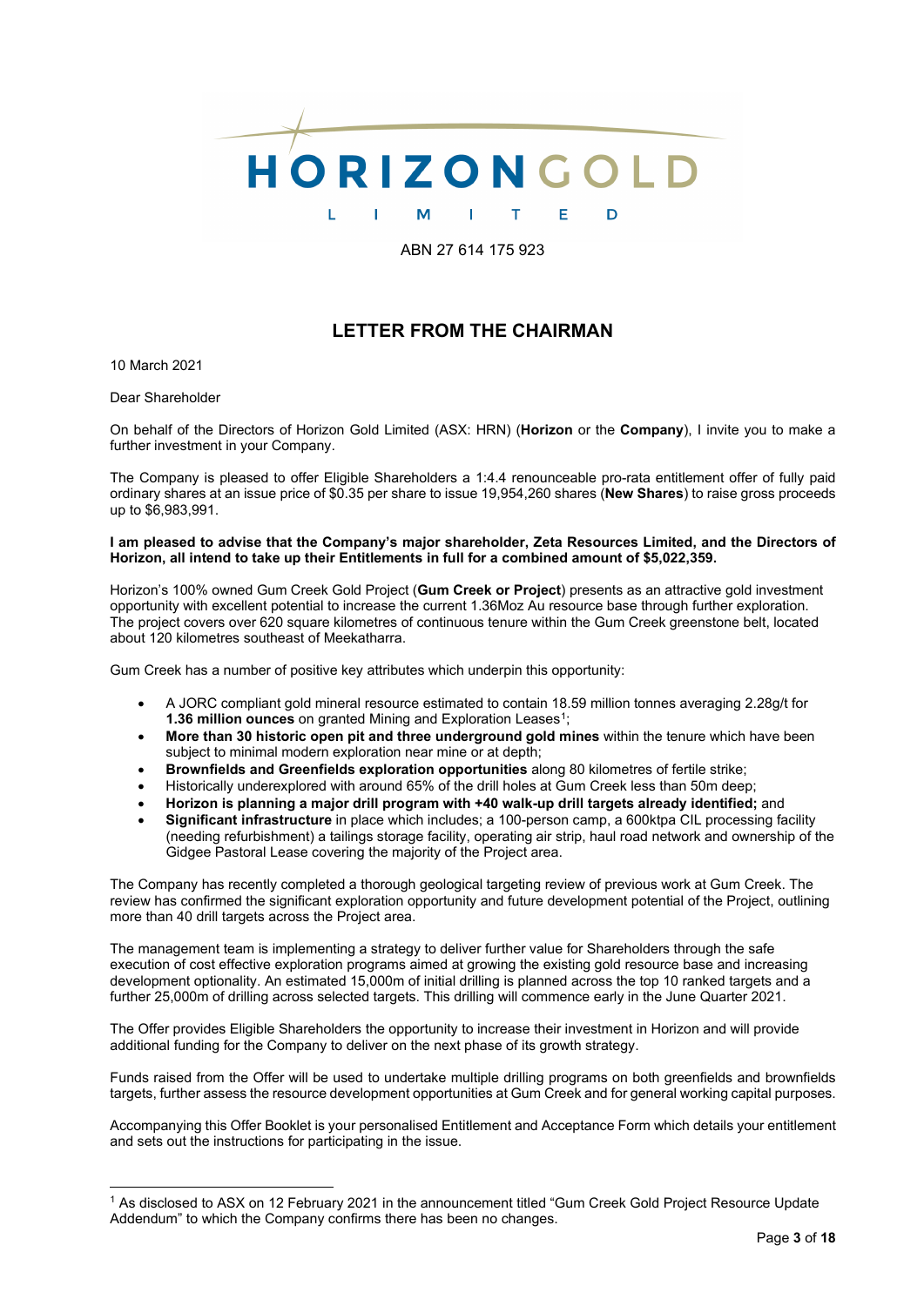HORIZON GOLD LIMITED

ABN 27 614 175 923

## LETTER FROM THE CHAIRMAN

10 March 2021

Dear Shareholder

On behalf of the Directors of Horizon Gold Limited (ASX: HRN) (**Horizon** or the **Company**), I invite you to make a further investment in your Company.

The Company is pleased to offer Eligible Shareholders a 1:4.4 renounceable pro-rata entitlement offer of fully paid ordinary shares at an issue price of $0.35 per share to issue 19,954,260 shares (**New Shares**) to raise gross proceeds up to $6,983,991.

**I am pleased to advise that the Company's major shareholder, Zeta Resources Limited, and the Directors of Horizon, all intend to take up their Entitlements in full for a combined amount of $5,022,359.**

Horizon's 100% owned Gum Creek Gold Project (**Gum Creek or Project**) presents as an attractive gold investment opportunity with excellent potential to increase the current 1.36Moz Au resource base through further exploration. The project covers over 620 square kilometres of continuous tenure within the Gum Creek greenstone belt, located about 120 kilometres southeast of Meekatharra.

Gum Creek has a number of positive key attributes which underpin this opportunity:

- A JORC compliant gold mineral resource estimated to contain 18.59 million tonnes averaging 2.28g/t for **1.36 million ounces** on granted Mining and Exploration Leases[1];
- **More than 30 historic open pit and three underground gold mines** within the tenure which have been subject to minimal modern exploration near mine or at depth;
- **Brownfields and Greenfields exploration opportunities** along 80 kilometres of fertile strike;
- Historically underexplored with around 65% of the drill holes at Gum Creek less than 50m deep;
- **Horizon is planning a major drill program with +40 walk-up drill targets already identified;** and
- **Significant infrastructure** in place which includes; a 100-person camp, a 600ktpa CIL processing facility (needing refurbishment) a tailings storage facility, operating air strip, haul road network and ownership of the Gidgee Pastoral Lease covering the majority of the Project area.

The Company has recently completed a thorough geological targeting review of previous work at Gum Creek. The review has confirmed the significant exploration opportunity and future development potential of the Project, outlining more than 40 drill targets across the Project area.

The management team is implementing a strategy to deliver further value for Shareholders through the safe execution of cost effective exploration programs aimed at growing the existing gold resource base and increasing development optionality. An estimated 15,000m of initial drilling is planned across the top 10 ranked targets and a further 25,000m of drilling across selected targets. This drilling will commence early in the June Quarter 2021.

The Offer provides Eligible Shareholders the opportunity to increase their investment in Horizon and will provide additional funding for the Company to deliver on the next phase of its growth strategy.

Funds raised from the Offer will be used to undertake multiple drilling programs on both greenfields and brownfields targets, further assess the resource development opportunities at Gum Creek and for general working capital purposes.

Accompanying this Offer Booklet is your personalised Entitlement and Acceptance Form which details your entitlement and sets out the instructions for participating in the issue.

---

[1] As disclosed to ASX on 12 February 2021 in the announcement titled "Gum Creek Gold Project Resource Update Addendum" to which the Company confirms there has been no changes.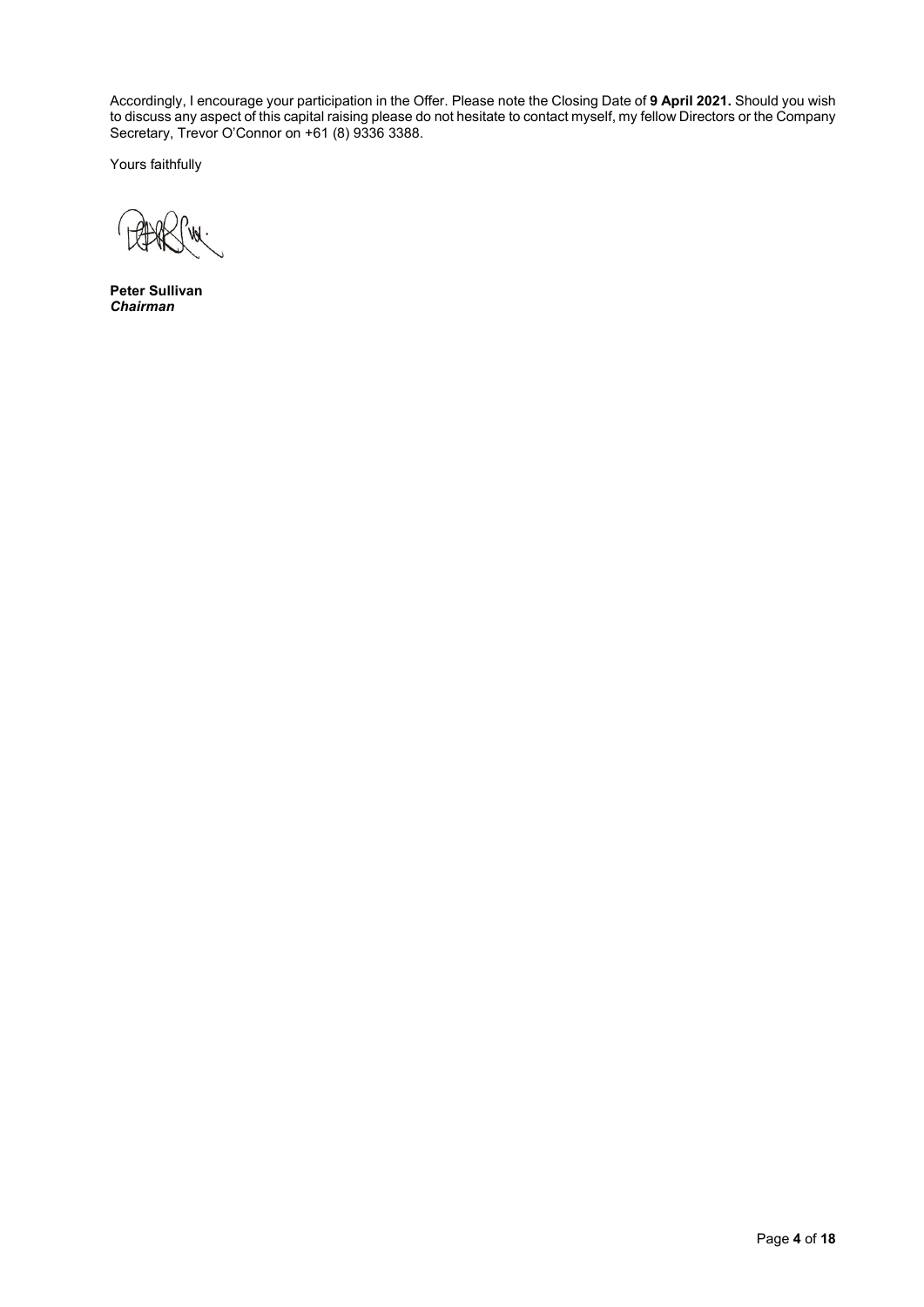Accordingly, I encourage your participation in the Offer. Please note the Closing Date of **9 April 2021.** Should you wish to discuss any aspect of this capital raising please do not hesitate to contact myself, my fellow Directors or the Company Secretary, Trevor O'Connor on +61 (8) 9336 3388.

Yours faithfully

**Peter Sullivan**
***Chairman***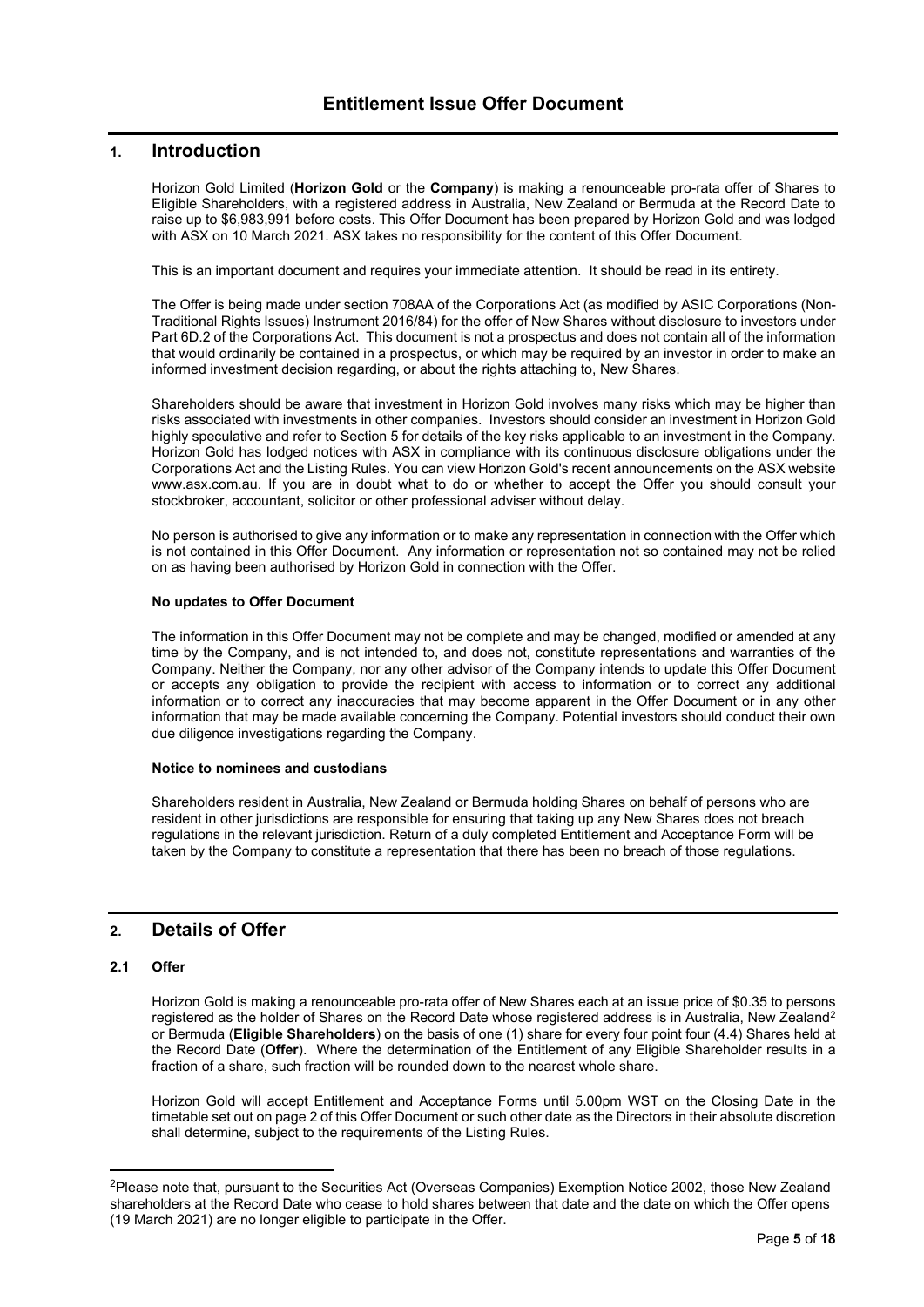# Entitlement Issue Offer Document

## 1. Introduction

Horizon Gold Limited (**Horizon Gold** or the **Company**) is making a renounceable pro-rata offer of Shares to Eligible Shareholders, with a registered address in Australia, New Zealand or Bermuda at the Record Date to raise up to $6,983,991 before costs. This Offer Document has been prepared by Horizon Gold and was lodged with ASX on 10 March 2021. ASX takes no responsibility for the content of this Offer Document.

This is an important document and requires your immediate attention. It should be read in its entirety.

The Offer is being made under section 708AA of the Corporations Act (as modified by ASIC Corporations (Non-Traditional Rights Issues) Instrument 2016/84) for the offer of New Shares without disclosure to investors under Part 6D.2 of the Corporations Act. This document is not a prospectus and does not contain all of the information that would ordinarily be contained in a prospectus, or which may be required by an investor in order to make an informed investment decision regarding, or about the rights attaching to, New Shares.

Shareholders should be aware that investment in Horizon Gold involves many risks which may be higher than risks associated with investments in other companies. Investors should consider an investment in Horizon Gold highly speculative and refer to Section 5 for details of the key risks applicable to an investment in the Company. Horizon Gold has lodged notices with ASX in compliance with its continuous disclosure obligations under the Corporations Act and the Listing Rules. You can view Horizon Gold's recent announcements on the ASX website www.asx.com.au. If you are in doubt what to do or whether to accept the Offer you should consult your stockbroker, accountant, solicitor or other professional adviser without delay.

No person is authorised to give any information or to make any representation in connection with the Offer which is not contained in this Offer Document. Any information or representation not so contained may not be relied on as having been authorised by Horizon Gold in connection with the Offer.

**No updates to Offer Document**

The information in this Offer Document may not be complete and may be changed, modified or amended at any time by the Company, and is not intended to, and does not, constitute representations and warranties of the Company. Neither the Company, nor any other advisor of the Company intends to update this Offer Document or accepts any obligation to provide the recipient with access to information or to correct any additional information or to correct any inaccuracies that may become apparent in the Offer Document or in any other information that may be made available concerning the Company. Potential investors should conduct their own due diligence investigations regarding the Company.

**Notice to nominees and custodians**

Shareholders resident in Australia, New Zealand or Bermuda holding Shares on behalf of persons who are resident in other jurisdictions are responsible for ensuring that taking up any New Shares does not breach regulations in the relevant jurisdiction. Return of a duly completed Entitlement and Acceptance Form will be taken by the Company to constitute a representation that there has been no breach of those regulations.

## 2. Details of Offer

### 2.1 Offer

Horizon Gold is making a renounceable pro-rata offer of New Shares each at an issue price of $0.35 to persons registered as the holder of Shares on the Record Date whose registered address is in Australia, New Zealand[2] or Bermuda (**Eligible Shareholders**) on the basis of one (1) share for every four point four (4.4) Shares held at the Record Date (**Offer**). Where the determination of the Entitlement of any Eligible Shareholder results in a fraction of a share, such fraction will be rounded down to the nearest whole share.

Horizon Gold will accept Entitlement and Acceptance Forms until 5.00pm WST on the Closing Date in the timetable set out on page 2 of this Offer Document or such other date as the Directors in their absolute discretion shall determine, subject to the requirements of the Listing Rules.

[2] Please note that, pursuant to the Securities Act (Overseas Companies) Exemption Notice 2002, those New Zealand shareholders at the Record Date who cease to hold shares between that date and the date on which the Offer opens (19 March 2021) are no longer eligible to participate in the Offer.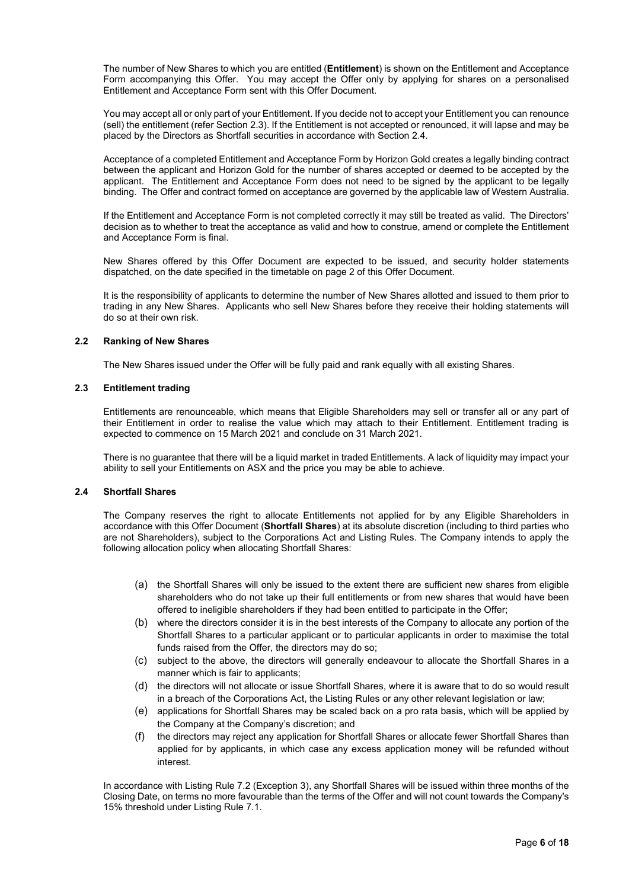The number of New Shares to which you are entitled (**Entitlement**) is shown on the Entitlement and Acceptance Form accompanying this Offer. You may accept the Offer only by applying for shares on a personalised Entitlement and Acceptance Form sent with this Offer Document.

You may accept all or only part of your Entitlement. If you decide not to accept your Entitlement you can renounce (sell) the entitlement (refer Section 2.3). If the Entitlement is not accepted or renounced, it will lapse and may be placed by the Directors as Shortfall securities in accordance with Section 2.4.

Acceptance of a completed Entitlement and Acceptance Form by Horizon Gold creates a legally binding contract between the applicant and Horizon Gold for the number of shares accepted or deemed to be accepted by the applicant. The Entitlement and Acceptance Form does not need to be signed by the applicant to be legally binding. The Offer and contract formed on acceptance are governed by the applicable law of Western Australia.

If the Entitlement and Acceptance Form is not completed correctly it may still be treated as valid. The Directors' decision as to whether to treat the acceptance as valid and how to construe, amend or complete the Entitlement and Acceptance Form is final.

New Shares offered by this Offer Document are expected to be issued, and security holder statements dispatched, on the date specified in the timetable on page 2 of this Offer Document.

It is the responsibility of applicants to determine the number of New Shares allotted and issued to them prior to trading in any New Shares. Applicants who sell New Shares before they receive their holding statements will do so at their own risk.

### 2.2 Ranking of New Shares

The New Shares issued under the Offer will be fully paid and rank equally with all existing Shares.

### 2.3 Entitlement trading

Entitlements are renounceable, which means that Eligible Shareholders may sell or transfer all or any part of their Entitlement in order to realise the value which may attach to their Entitlement. Entitlement trading is expected to commence on 15 March 2021 and conclude on 31 March 2021.

There is no guarantee that there will be a liquid market in traded Entitlements. A lack of liquidity may impact your ability to sell your Entitlements on ASX and the price you may be able to achieve.

### 2.4 Shortfall Shares

The Company reserves the right to allocate Entitlements not applied for by any Eligible Shareholders in accordance with this Offer Document (**Shortfall Shares**) at its absolute discretion (including to third parties who are not Shareholders), subject to the Corporations Act and Listing Rules. The Company intends to apply the following allocation policy when allocating Shortfall Shares:

(a) the Shortfall Shares will only be issued to the extent there are sufficient new shares from eligible shareholders who do not take up their full entitlements or from new shares that would have been offered to ineligible shareholders if they had been entitled to participate in the Offer;

(b) where the directors consider it is in the best interests of the Company to allocate any portion of the Shortfall Shares to a particular applicant or to particular applicants in order to maximise the total funds raised from the Offer, the directors may do so;

(c) subject to the above, the directors will generally endeavour to allocate the Shortfall Shares in a manner which is fair to applicants;

(d) the directors will not allocate or issue Shortfall Shares, where it is aware that to do so would result in a breach of the Corporations Act, the Listing Rules or any other relevant legislation or law;

(e) applications for Shortfall Shares may be scaled back on a pro rata basis, which will be applied by the Company at the Company's discretion; and

(f) the directors may reject any application for Shortfall Shares or allocate fewer Shortfall Shares than applied for by applicants, in which case any excess application money will be refunded without interest.

In accordance with Listing Rule 7.2 (Exception 3), any Shortfall Shares will be issued within three months of the Closing Date, on terms no more favourable than the terms of the Offer and will not count towards the Company's 15% threshold under Listing Rule 7.1.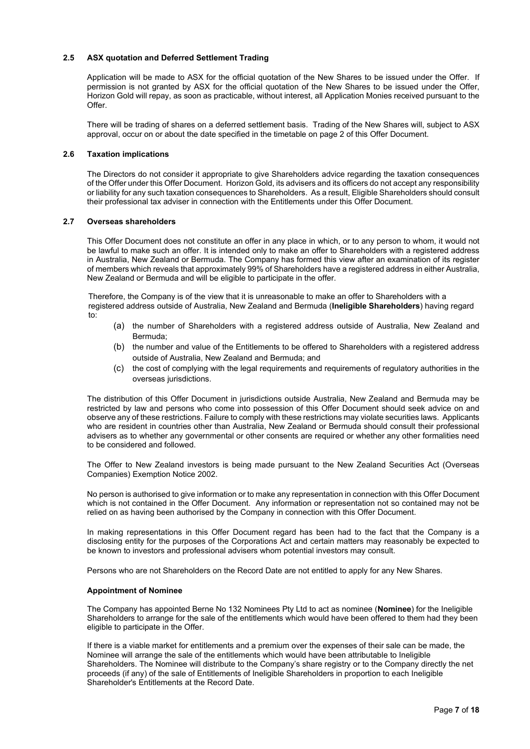### 2.5 ASX quotation and Deferred Settlement Trading

Application will be made to ASX for the official quotation of the New Shares to be issued under the Offer. If permission is not granted by ASX for the official quotation of the New Shares to be issued under the Offer, Horizon Gold will repay, as soon as practicable, without interest, all Application Monies received pursuant to the Offer.

There will be trading of shares on a deferred settlement basis. Trading of the New Shares will, subject to ASX approval, occur on or about the date specified in the timetable on page 2 of this Offer Document.

### 2.6 Taxation implications

The Directors do not consider it appropriate to give Shareholders advice regarding the taxation consequences of the Offer under this Offer Document. Horizon Gold, its advisers and its officers do not accept any responsibility or liability for any such taxation consequences to Shareholders. As a result, Eligible Shareholders should consult their professional tax adviser in connection with the Entitlements under this Offer Document.

### 2.7 Overseas shareholders

This Offer Document does not constitute an offer in any place in which, or to any person to whom, it would not be lawful to make such an offer. It is intended only to make an offer to Shareholders with a registered address in Australia, New Zealand or Bermuda. The Company has formed this view after an examination of its register of members which reveals that approximately 99% of Shareholders have a registered address in either Australia, New Zealand or Bermuda and will be eligible to participate in the offer.

Therefore, the Company is of the view that it is unreasonable to make an offer to Shareholders with a registered address outside of Australia, New Zealand and Bermuda (**Ineligible Shareholders**) having regard to:

(a) the number of Shareholders with a registered address outside of Australia, New Zealand and Bermuda;

(b) the number and value of the Entitlements to be offered to Shareholders with a registered address outside of Australia, New Zealand and Bermuda; and

(c) the cost of complying with the legal requirements and requirements of regulatory authorities in the overseas jurisdictions.

The distribution of this Offer Document in jurisdictions outside Australia, New Zealand and Bermuda may be restricted by law and persons who come into possession of this Offer Document should seek advice on and observe any of these restrictions. Failure to comply with these restrictions may violate securities laws. Applicants who are resident in countries other than Australia, New Zealand or Bermuda should consult their professional advisers as to whether any governmental or other consents are required or whether any other formalities need to be considered and followed.

The Offer to New Zealand investors is being made pursuant to the New Zealand Securities Act (Overseas Companies) Exemption Notice 2002.

No person is authorised to give information or to make any representation in connection with this Offer Document which is not contained in the Offer Document. Any information or representation not so contained may not be relied on as having been authorised by the Company in connection with this Offer Document.

In making representations in this Offer Document regard has been had to the fact that the Company is a disclosing entity for the purposes of the Corporations Act and certain matters may reasonably be expected to be known to investors and professional advisers whom potential investors may consult.

Persons who are not Shareholders on the Record Date are not entitled to apply for any New Shares.

**Appointment of Nominee**

The Company has appointed Berne No 132 Nominees Pty Ltd to act as nominee (**Nominee**) for the Ineligible Shareholders to arrange for the sale of the entitlements which would have been offered to them had they been eligible to participate in the Offer.

If there is a viable market for entitlements and a premium over the expenses of their sale can be made, the Nominee will arrange the sale of the entitlements which would have been attributable to Ineligible Shareholders. The Nominee will distribute to the Company's share registry or to the Company directly the net proceeds (if any) of the sale of Entitlements of Ineligible Shareholders in proportion to each Ineligible Shareholder's Entitlements at the Record Date.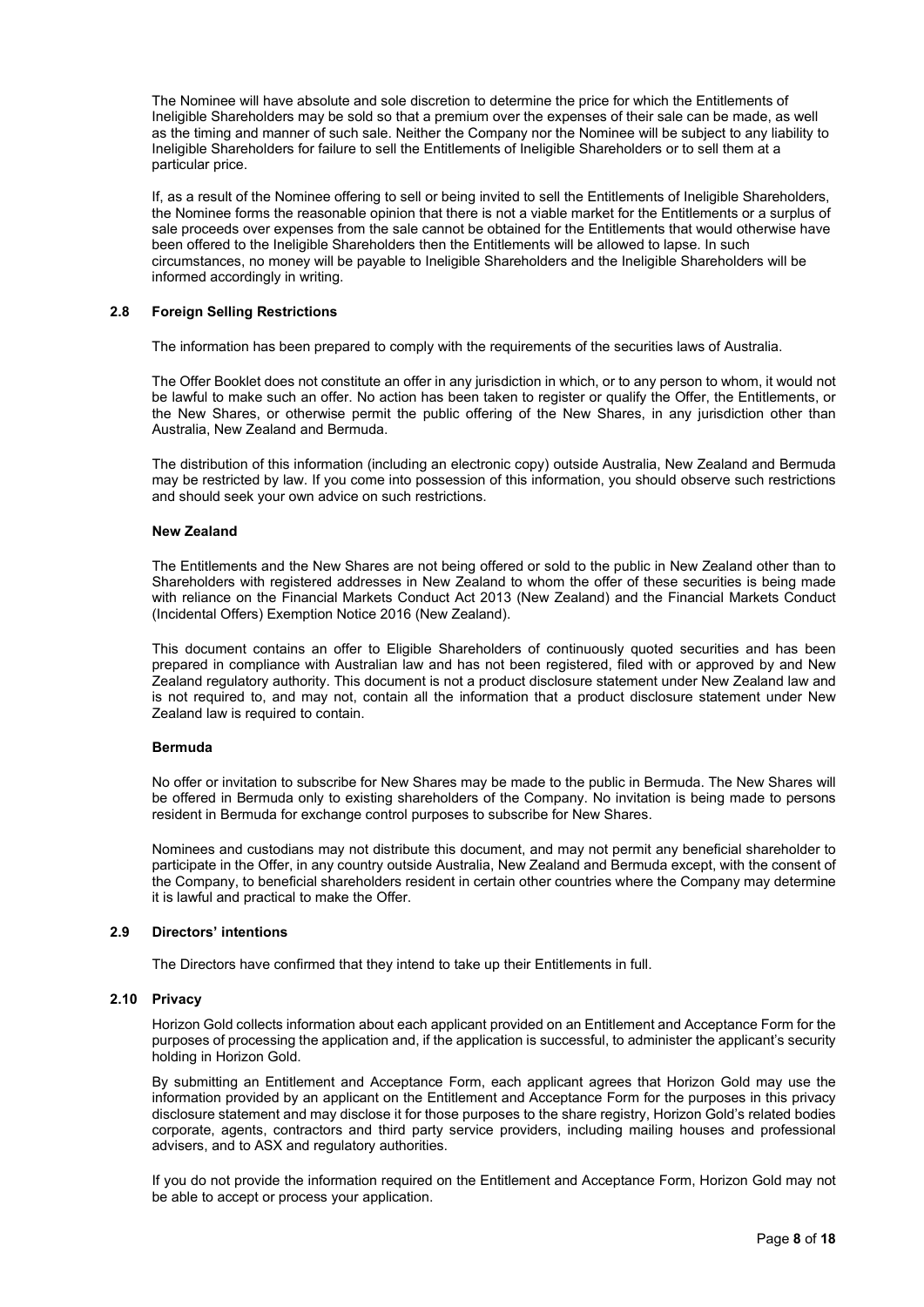The Nominee will have absolute and sole discretion to determine the price for which the Entitlements of Ineligible Shareholders may be sold so that a premium over the expenses of their sale can be made, as well as the timing and manner of such sale. Neither the Company nor the Nominee will be subject to any liability to Ineligible Shareholders for failure to sell the Entitlements of Ineligible Shareholders or to sell them at a particular price.

If, as a result of the Nominee offering to sell or being invited to sell the Entitlements of Ineligible Shareholders, the Nominee forms the reasonable opinion that there is not a viable market for the Entitlements or a surplus of sale proceeds over expenses from the sale cannot be obtained for the Entitlements that would otherwise have been offered to the Ineligible Shareholders then the Entitlements will be allowed to lapse. In such circumstances, no money will be payable to Ineligible Shareholders and the Ineligible Shareholders will be informed accordingly in writing.

### 2.8 Foreign Selling Restrictions

The information has been prepared to comply with the requirements of the securities laws of Australia.

The Offer Booklet does not constitute an offer in any jurisdiction in which, or to any person to whom, it would not be lawful to make such an offer. No action has been taken to register or qualify the Offer, the Entitlements, or the New Shares, or otherwise permit the public offering of the New Shares, in any jurisdiction other than Australia, New Zealand and Bermuda.

The distribution of this information (including an electronic copy) outside Australia, New Zealand and Bermuda may be restricted by law. If you come into possession of this information, you should observe such restrictions and should seek your own advice on such restrictions.

**New Zealand**

The Entitlements and the New Shares are not being offered or sold to the public in New Zealand other than to Shareholders with registered addresses in New Zealand to whom the offer of these securities is being made with reliance on the Financial Markets Conduct Act 2013 (New Zealand) and the Financial Markets Conduct (Incidental Offers) Exemption Notice 2016 (New Zealand).

This document contains an offer to Eligible Shareholders of continuously quoted securities and has been prepared in compliance with Australian law and has not been registered, filed with or approved by and New Zealand regulatory authority. This document is not a product disclosure statement under New Zealand law and is not required to, and may not, contain all the information that a product disclosure statement under New Zealand law is required to contain.

**Bermuda**

No offer or invitation to subscribe for New Shares may be made to the public in Bermuda. The New Shares will be offered in Bermuda only to existing shareholders of the Company. No invitation is being made to persons resident in Bermuda for exchange control purposes to subscribe for New Shares.

Nominees and custodians may not distribute this document, and may not permit any beneficial shareholder to participate in the Offer, in any country outside Australia, New Zealand and Bermuda except, with the consent of the Company, to beneficial shareholders resident in certain other countries where the Company may determine it is lawful and practical to make the Offer.

### 2.9 Directors' intentions

The Directors have confirmed that they intend to take up their Entitlements in full.

### 2.10 Privacy

Horizon Gold collects information about each applicant provided on an Entitlement and Acceptance Form for the purposes of processing the application and, if the application is successful, to administer the applicant's security holding in Horizon Gold.

By submitting an Entitlement and Acceptance Form, each applicant agrees that Horizon Gold may use the information provided by an applicant on the Entitlement and Acceptance Form for the purposes in this privacy disclosure statement and may disclose it for those purposes to the share registry, Horizon Gold's related bodies corporate, agents, contractors and third party service providers, including mailing houses and professional advisers, and to ASX and regulatory authorities.

If you do not provide the information required on the Entitlement and Acceptance Form, Horizon Gold may not be able to accept or process your application.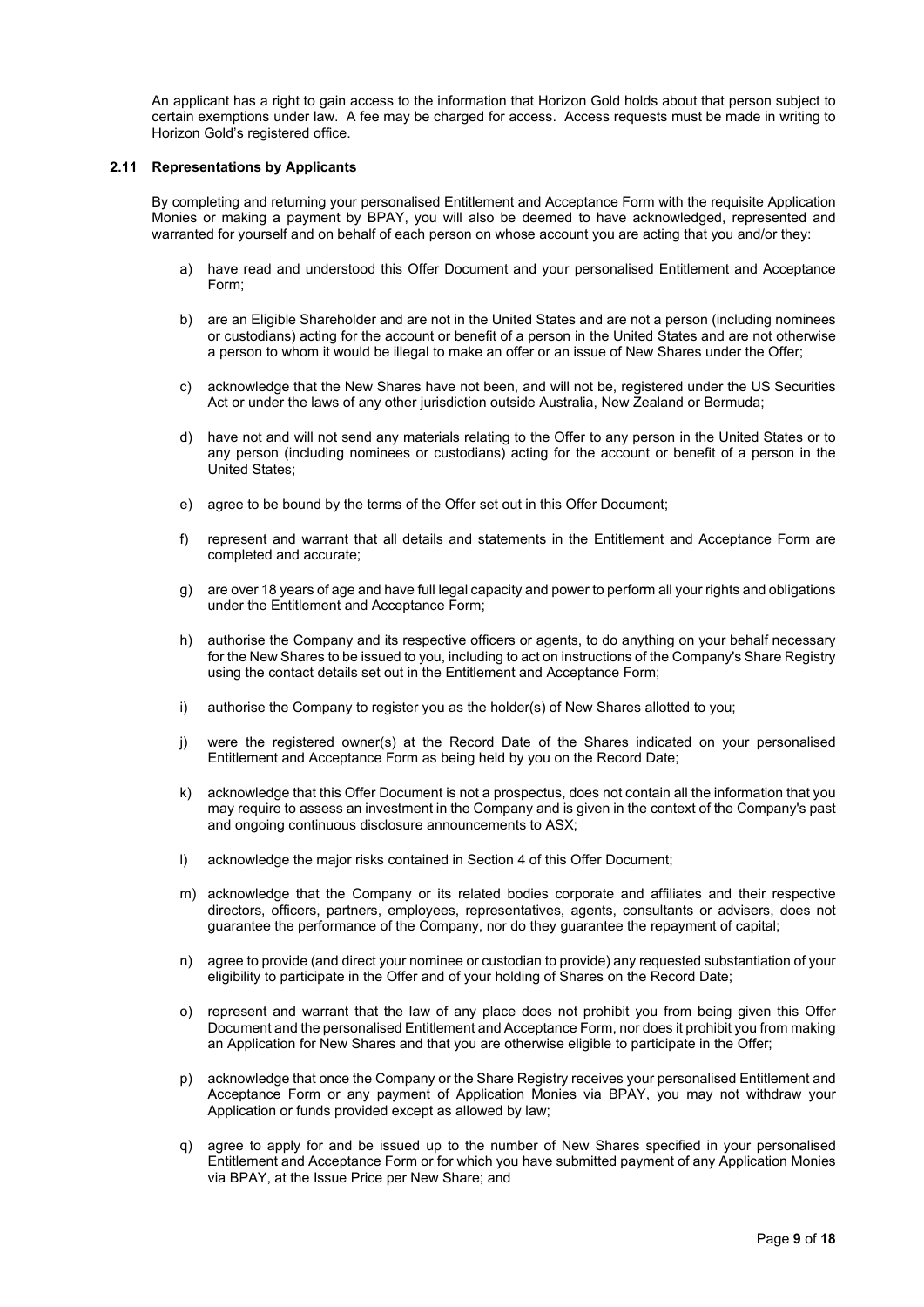An applicant has a right to gain access to the information that Horizon Gold holds about that person subject to certain exemptions under law. A fee may be charged for access. Access requests must be made in writing to Horizon Gold's registered office.

### 2.11 Representations by Applicants

By completing and returning your personalised Entitlement and Acceptance Form with the requisite Application Monies or making a payment by BPAY, you will also be deemed to have acknowledged, represented and warranted for yourself and on behalf of each person on whose account you are acting that you and/or they:

a) have read and understood this Offer Document and your personalised Entitlement and Acceptance Form;

b) are an Eligible Shareholder and are not in the United States and are not a person (including nominees or custodians) acting for the account or benefit of a person in the United States and are not otherwise a person to whom it would be illegal to make an offer or an issue of New Shares under the Offer;

c) acknowledge that the New Shares have not been, and will not be, registered under the US Securities Act or under the laws of any other jurisdiction outside Australia, New Zealand or Bermuda;

d) have not and will not send any materials relating to the Offer to any person in the United States or to any person (including nominees or custodians) acting for the account or benefit of a person in the United States;

e) agree to be bound by the terms of the Offer set out in this Offer Document;

f) represent and warrant that all details and statements in the Entitlement and Acceptance Form are completed and accurate;

g) are over 18 years of age and have full legal capacity and power to perform all your rights and obligations under the Entitlement and Acceptance Form;

h) authorise the Company and its respective officers or agents, to do anything on your behalf necessary for the New Shares to be issued to you, including to act on instructions of the Company's Share Registry using the contact details set out in the Entitlement and Acceptance Form;

i) authorise the Company to register you as the holder(s) of New Shares allotted to you;

j) were the registered owner(s) at the Record Date of the Shares indicated on your personalised Entitlement and Acceptance Form as being held by you on the Record Date;

k) acknowledge that this Offer Document is not a prospectus, does not contain all the information that you may require to assess an investment in the Company and is given in the context of the Company's past and ongoing continuous disclosure announcements to ASX;

l) acknowledge the major risks contained in Section 4 of this Offer Document;

m) acknowledge that the Company or its related bodies corporate and affiliates and their respective directors, officers, partners, employees, representatives, agents, consultants or advisers, does not guarantee the performance of the Company, nor do they guarantee the repayment of capital;

n) agree to provide (and direct your nominee or custodian to provide) any requested substantiation of your eligibility to participate in the Offer and of your holding of Shares on the Record Date;

o) represent and warrant that the law of any place does not prohibit you from being given this Offer Document and the personalised Entitlement and Acceptance Form, nor does it prohibit you from making an Application for New Shares and that you are otherwise eligible to participate in the Offer;

p) acknowledge that once the Company or the Share Registry receives your personalised Entitlement and Acceptance Form or any payment of Application Monies via BPAY, you may not withdraw your Application or funds provided except as allowed by law;

q) agree to apply for and be issued up to the number of New Shares specified in your personalised Entitlement and Acceptance Form or for which you have submitted payment of any Application Monies via BPAY, at the Issue Price per New Share; and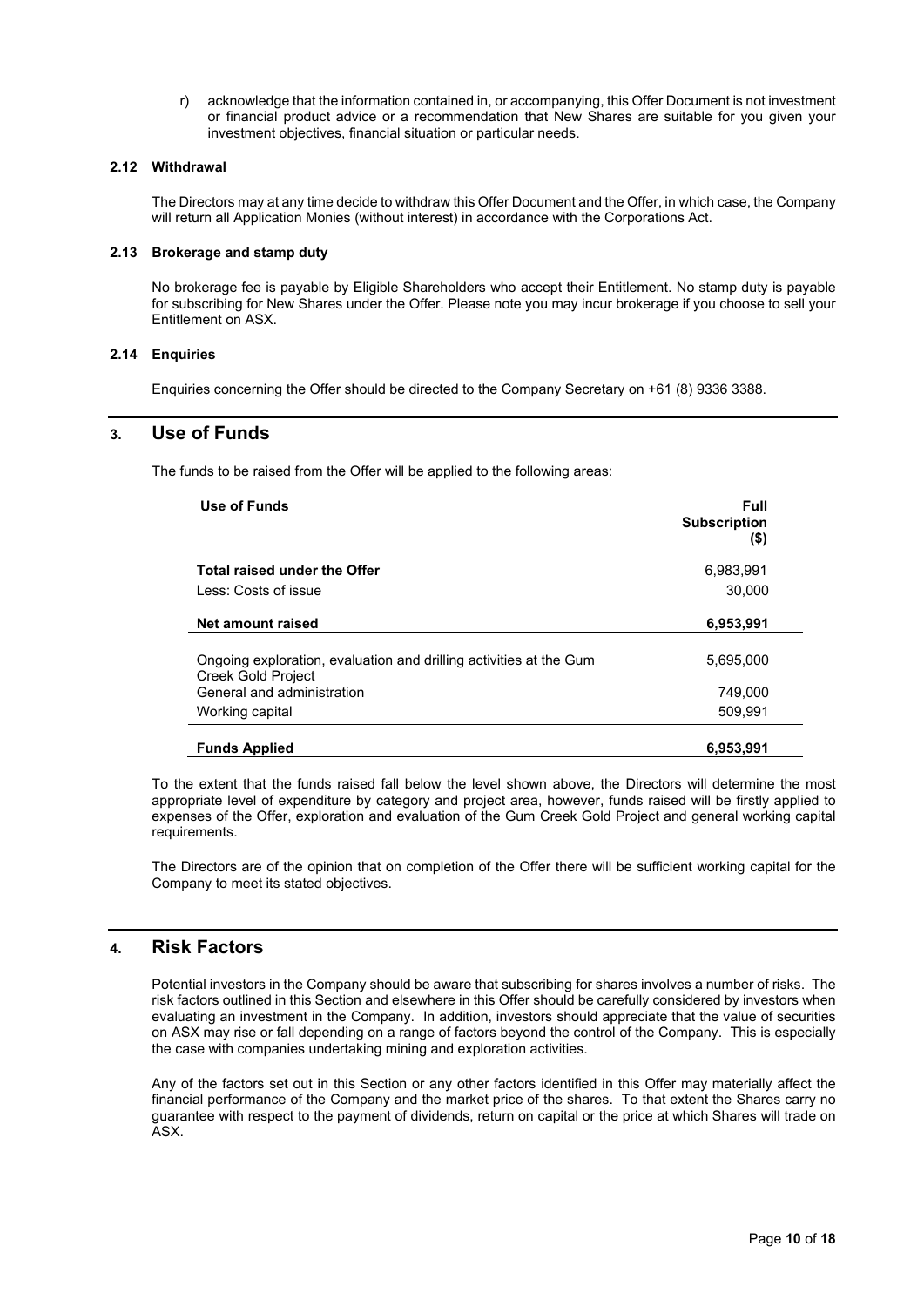r) acknowledge that the information contained in, or accompanying, this Offer Document is not investment or financial product advice or a recommendation that New Shares are suitable for you given your investment objectives, financial situation or particular needs.

### 2.12 Withdrawal

The Directors may at any time decide to withdraw this Offer Document and the Offer, in which case, the Company will return all Application Monies (without interest) in accordance with the Corporations Act.

### 2.13 Brokerage and stamp duty

No brokerage fee is payable by Eligible Shareholders who accept their Entitlement. No stamp duty is payable for subscribing for New Shares under the Offer. Please note you may incur brokerage if you choose to sell your Entitlement on ASX.

### 2.14 Enquiries

Enquiries concerning the Offer should be directed to the Company Secretary on +61 (8) 9336 3388.

## 3. Use of Funds

The funds to be raised from the Offer will be applied to the following areas:

| Use of Funds | Full Subscription ($) |
|---|---|
| **Total raised under the Offer** | 6,983,991 |
| Less: Costs of issue | 30,000 |
| **Net amount raised** | **6,953,991** |
| Ongoing exploration, evaluation and drilling activities at the Gum Creek Gold Project | 5,695,000 |
| General and administration | 749,000 |
| Working capital | 509,991 |
| **Funds Applied** | **6,953,991** |

To the extent that the funds raised fall below the level shown above, the Directors will determine the most appropriate level of expenditure by category and project area, however, funds raised will be firstly applied to expenses of the Offer, exploration and evaluation of the Gum Creek Gold Project and general working capital requirements.

The Directors are of the opinion that on completion of the Offer there will be sufficient working capital for the Company to meet its stated objectives.

## 4. Risk Factors

Potential investors in the Company should be aware that subscribing for shares involves a number of risks. The risk factors outlined in this Section and elsewhere in this Offer should be carefully considered by investors when evaluating an investment in the Company. In addition, investors should appreciate that the value of securities on ASX may rise or fall depending on a range of factors beyond the control of the Company. This is especially the case with companies undertaking mining and exploration activities.

Any of the factors set out in this Section or any other factors identified in this Offer may materially affect the financial performance of the Company and the market price of the shares. To that extent the Shares carry no guarantee with respect to the payment of dividends, return on capital or the price at which Shares will trade on ASX.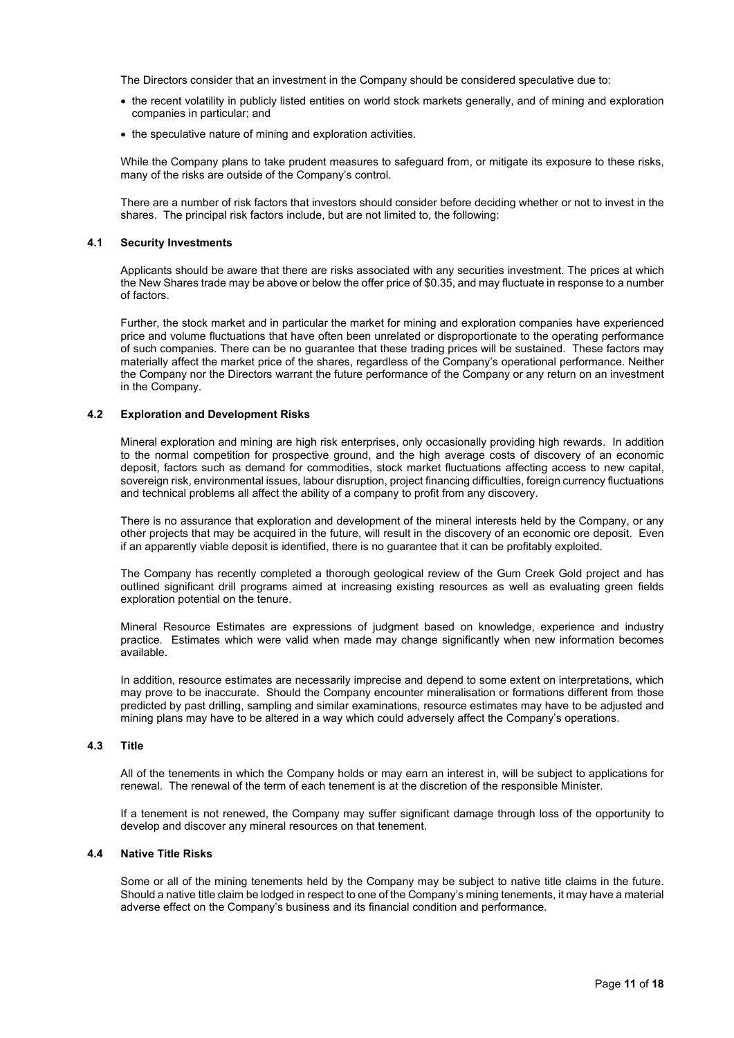The Directors consider that an investment in the Company should be considered speculative due to:

- the recent volatility in publicly listed entities on world stock markets generally, and of mining and exploration companies in particular; and
- the speculative nature of mining and exploration activities.

While the Company plans to take prudent measures to safeguard from, or mitigate its exposure to these risks, many of the risks are outside of the Company's control.

There are a number of risk factors that investors should consider before deciding whether or not to invest in the shares. The principal risk factors include, but are not limited to, the following:

### 4.1 Security Investments

Applicants should be aware that there are risks associated with any securities investment. The prices at which the New Shares trade may be above or below the offer price of $0.35, and may fluctuate in response to a number of factors.

Further, the stock market and in particular the market for mining and exploration companies have experienced price and volume fluctuations that have often been unrelated or disproportionate to the operating performance of such companies. There can be no guarantee that these trading prices will be sustained. These factors may materially affect the market price of the shares, regardless of the Company's operational performance. Neither the Company nor the Directors warrant the future performance of the Company or any return on an investment in the Company.

### 4.2 Exploration and Development Risks

Mineral exploration and mining are high risk enterprises, only occasionally providing high rewards. In addition to the normal competition for prospective ground, and the high average costs of discovery of an economic deposit, factors such as demand for commodities, stock market fluctuations affecting access to new capital, sovereign risk, environmental issues, labour disruption, project financing difficulties, foreign currency fluctuations and technical problems all affect the ability of a company to profit from any discovery.

There is no assurance that exploration and development of the mineral interests held by the Company, or any other projects that may be acquired in the future, will result in the discovery of an economic ore deposit. Even if an apparently viable deposit is identified, there is no guarantee that it can be profitably exploited.

The Company has recently completed a thorough geological review of the Gum Creek Gold project and has outlined significant drill programs aimed at increasing existing resources as well as evaluating green fields exploration potential on the tenure.

Mineral Resource Estimates are expressions of judgment based on knowledge, experience and industry practice. Estimates which were valid when made may change significantly when new information becomes available.

In addition, resource estimates are necessarily imprecise and depend to some extent on interpretations, which may prove to be inaccurate. Should the Company encounter mineralisation or formations different from those predicted by past drilling, sampling and similar examinations, resource estimates may have to be adjusted and mining plans may have to be altered in a way which could adversely affect the Company's operations.

### 4.3 Title

All of the tenements in which the Company holds or may earn an interest in, will be subject to applications for renewal. The renewal of the term of each tenement is at the discretion of the responsible Minister.

If a tenement is not renewed, the Company may suffer significant damage through loss of the opportunity to develop and discover any mineral resources on that tenement.

### 4.4 Native Title Risks

Some or all of the mining tenements held by the Company may be subject to native title claims in the future. Should a native title claim be lodged in respect to one of the Company's mining tenements, it may have a material adverse effect on the Company's business and its financial condition and performance.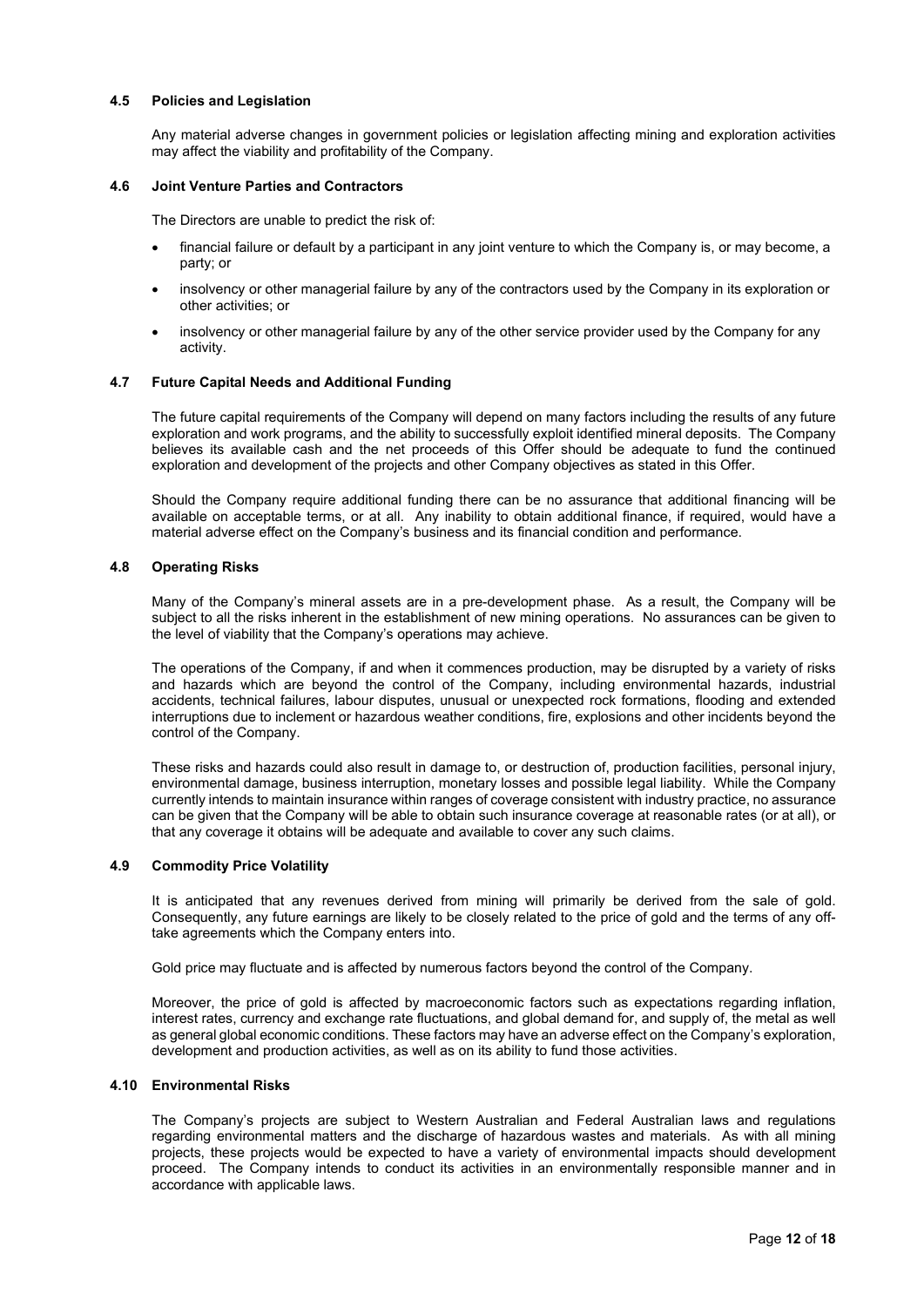### 4.5 Policies and Legislation

Any material adverse changes in government policies or legislation affecting mining and exploration activities may affect the viability and profitability of the Company.

### 4.6 Joint Venture Parties and Contractors

The Directors are unable to predict the risk of:

- financial failure or default by a participant in any joint venture to which the Company is, or may become, a party; or
- insolvency or other managerial failure by any of the contractors used by the Company in its exploration or other activities; or
- insolvency or other managerial failure by any of the other service provider used by the Company for any activity.

### 4.7 Future Capital Needs and Additional Funding

The future capital requirements of the Company will depend on many factors including the results of any future exploration and work programs, and the ability to successfully exploit identified mineral deposits. The Company believes its available cash and the net proceeds of this Offer should be adequate to fund the continued exploration and development of the projects and other Company objectives as stated in this Offer.

Should the Company require additional funding there can be no assurance that additional financing will be available on acceptable terms, or at all. Any inability to obtain additional finance, if required, would have a material adverse effect on the Company's business and its financial condition and performance.

### 4.8 Operating Risks

Many of the Company's mineral assets are in a pre-development phase. As a result, the Company will be subject to all the risks inherent in the establishment of new mining operations. No assurances can be given to the level of viability that the Company's operations may achieve.

The operations of the Company, if and when it commences production, may be disrupted by a variety of risks and hazards which are beyond the control of the Company, including environmental hazards, industrial accidents, technical failures, labour disputes, unusual or unexpected rock formations, flooding and extended interruptions due to inclement or hazardous weather conditions, fire, explosions and other incidents beyond the control of the Company.

These risks and hazards could also result in damage to, or destruction of, production facilities, personal injury, environmental damage, business interruption, monetary losses and possible legal liability. While the Company currently intends to maintain insurance within ranges of coverage consistent with industry practice, no assurance can be given that the Company will be able to obtain such insurance coverage at reasonable rates (or at all), or that any coverage it obtains will be adequate and available to cover any such claims.

### 4.9 Commodity Price Volatility

It is anticipated that any revenues derived from mining will primarily be derived from the sale of gold. Consequently, any future earnings are likely to be closely related to the price of gold and the terms of any off-take agreements which the Company enters into.

Gold price may fluctuate and is affected by numerous factors beyond the control of the Company.

Moreover, the price of gold is affected by macroeconomic factors such as expectations regarding inflation, interest rates, currency and exchange rate fluctuations, and global demand for, and supply of, the metal as well as general global economic conditions. These factors may have an adverse effect on the Company's exploration, development and production activities, as well as on its ability to fund those activities.

### 4.10 Environmental Risks

The Company's projects are subject to Western Australian and Federal Australian laws and regulations regarding environmental matters and the discharge of hazardous wastes and materials. As with all mining projects, these projects would be expected to have a variety of environmental impacts should development proceed. The Company intends to conduct its activities in an environmentally responsible manner and in accordance with applicable laws.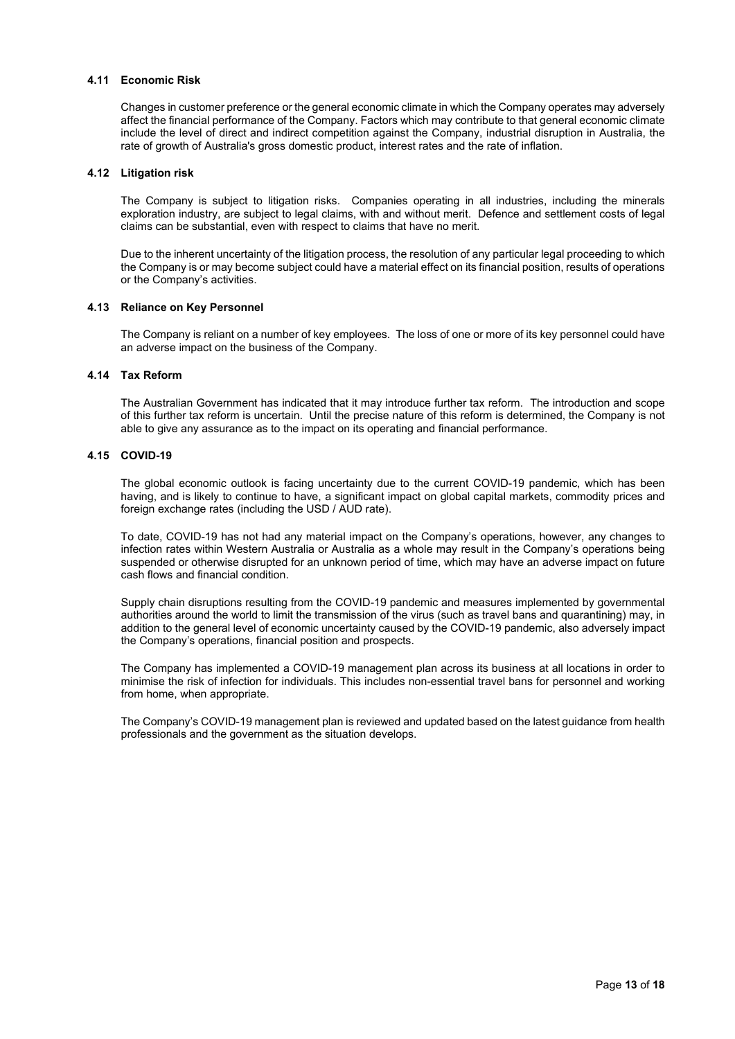### 4.11 Economic Risk

Changes in customer preference or the general economic climate in which the Company operates may adversely affect the financial performance of the Company. Factors which may contribute to that general economic climate include the level of direct and indirect competition against the Company, industrial disruption in Australia, the rate of growth of Australia's gross domestic product, interest rates and the rate of inflation.

### 4.12 Litigation risk

The Company is subject to litigation risks. Companies operating in all industries, including the minerals exploration industry, are subject to legal claims, with and without merit. Defence and settlement costs of legal claims can be substantial, even with respect to claims that have no merit.

Due to the inherent uncertainty of the litigation process, the resolution of any particular legal proceeding to which the Company is or may become subject could have a material effect on its financial position, results of operations or the Company's activities.

### 4.13 Reliance on Key Personnel

The Company is reliant on a number of key employees. The loss of one or more of its key personnel could have an adverse impact on the business of the Company.

### 4.14 Tax Reform

The Australian Government has indicated that it may introduce further tax reform. The introduction and scope of this further tax reform is uncertain. Until the precise nature of this reform is determined, the Company is not able to give any assurance as to the impact on its operating and financial performance.

### 4.15 COVID-19

The global economic outlook is facing uncertainty due to the current COVID-19 pandemic, which has been having, and is likely to continue to have, a significant impact on global capital markets, commodity prices and foreign exchange rates (including the USD / AUD rate).

To date, COVID-19 has not had any material impact on the Company's operations, however, any changes to infection rates within Western Australia or Australia as a whole may result in the Company's operations being suspended or otherwise disrupted for an unknown period of time, which may have an adverse impact on future cash flows and financial condition.

Supply chain disruptions resulting from the COVID-19 pandemic and measures implemented by governmental authorities around the world to limit the transmission of the virus (such as travel bans and quarantining) may, in addition to the general level of economic uncertainty caused by the COVID-19 pandemic, also adversely impact the Company's operations, financial position and prospects.

The Company has implemented a COVID-19 management plan across its business at all locations in order to minimise the risk of infection for individuals. This includes non-essential travel bans for personnel and working from home, when appropriate.

The Company's COVID-19 management plan is reviewed and updated based on the latest guidance from health professionals and the government as the situation develops.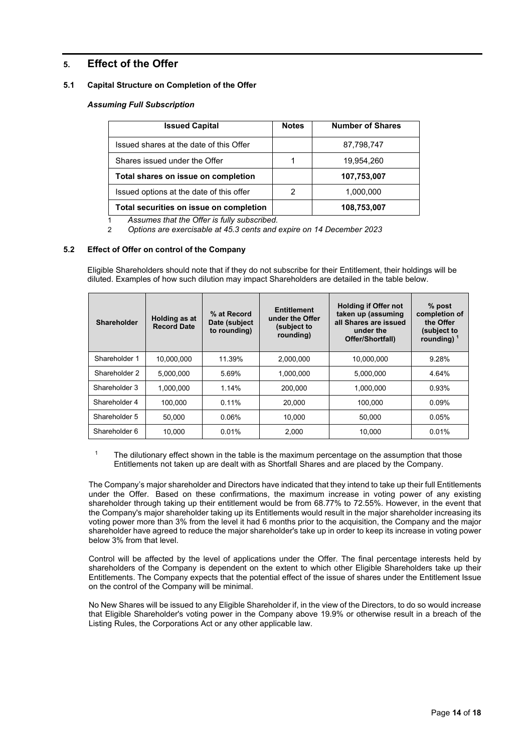# 5. Effect of the Offer

## 5.1 Capital Structure on Completion of the Offer

***Assuming Full Subscription***

| Issued Capital | Notes | Number of Shares |
|---|---|---|
| Issued shares at the date of this Offer | | 87,798,747 |
| Shares issued under the Offer | 1 | 19,954,260 |
| **Total shares on issue on completion** | | **107,753,007** |
| Issued options at the date of this offer | 2 | 1,000,000 |
| **Total securities on issue on completion** | | **108,753,007** |

1 *Assumes that the Offer is fully subscribed.*

2 *Options are exercisable at 45.3 cents and expire on 14 December 2023*

## 5.2 Effect of Offer on control of the Company

Eligible Shareholders should note that if they do not subscribe for their Entitlement, their holdings will be diluted. Examples of how such dilution may impact Shareholders are detailed in the table below.

| Shareholder | Holding as at Record Date | % at Record Date (subject to rounding) | Entitlement under the Offer (subject to rounding) | Holding if Offer not taken up (assuming all Shares are issued under the Offer/Shortfall) | % post completion of the Offer (subject to rounding) [1] |
|---|---|---|---|---|---|
| Shareholder 1 | 10,000,000 | 11.39% | 2,000,000 | 10,000,000 | 9.28% |
| Shareholder 2 | 5,000,000 | 5.69% | 1,000,000 | 5,000,000 | 4.64% |
| Shareholder 3 | 1,000,000 | 1.14% | 200,000 | 1,000,000 | 0.93% |
| Shareholder 4 | 100,000 | 0.11% | 20,000 | 100,000 | 0.09% |
| Shareholder 5 | 50,000 | 0.06% | 10,000 | 50,000 | 0.05% |
| Shareholder 6 | 10,000 | 0.01% | 2,000 | 10,000 | 0.01% |

[1] The dilutionary effect shown in the table is the maximum percentage on the assumption that those Entitlements not taken up are dealt with as Shortfall Shares and are placed by the Company.

The Company's major shareholder and Directors have indicated that they intend to take up their full Entitlements under the Offer. Based on these confirmations, the maximum increase in voting power of any existing shareholder through taking up their entitlement would be from 68.77% to 72.55%. However, in the event that the Company's major shareholder taking up its Entitlements would result in the major shareholder increasing its voting power more than 3% from the level it had 6 months prior to the acquisition, the Company and the major shareholder have agreed to reduce the major shareholder's take up in order to keep its increase in voting power below 3% from that level.

Control will be affected by the level of applications under the Offer. The final percentage interests held by shareholders of the Company is dependent on the extent to which other Eligible Shareholders take up their Entitlements. The Company expects that the potential effect of the issue of shares under the Entitlement Issue on the control of the Company will be minimal.

No New Shares will be issued to any Eligible Shareholder if, in the view of the Directors, to do so would increase that Eligible Shareholder's voting power in the Company above 19.9% or otherwise result in a breach of the Listing Rules, the Corporations Act or any other applicable law.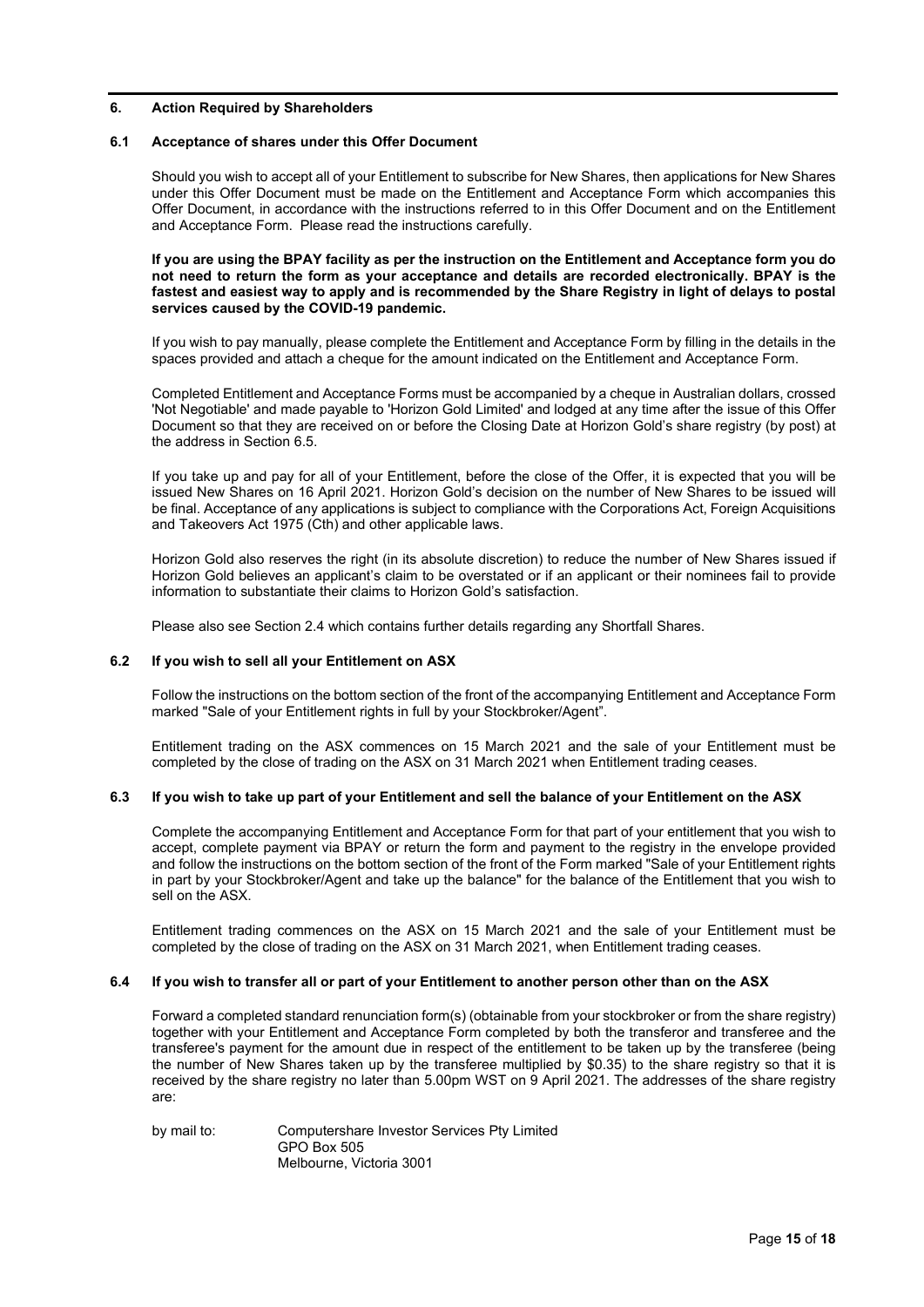## 6. Action Required by Shareholders

### 6.1 Acceptance of shares under this Offer Document

Should you wish to accept all of your Entitlement to subscribe for New Shares, then applications for New Shares under this Offer Document must be made on the Entitlement and Acceptance Form which accompanies this Offer Document, in accordance with the instructions referred to in this Offer Document and on the Entitlement and Acceptance Form. Please read the instructions carefully.

**If you are using the BPAY facility as per the instruction on the Entitlement and Acceptance form you do not need to return the form as your acceptance and details are recorded electronically. BPAY is the fastest and easiest way to apply and is recommended by the Share Registry in light of delays to postal services caused by the COVID-19 pandemic.**

If you wish to pay manually, please complete the Entitlement and Acceptance Form by filling in the details in the spaces provided and attach a cheque for the amount indicated on the Entitlement and Acceptance Form.

Completed Entitlement and Acceptance Forms must be accompanied by a cheque in Australian dollars, crossed 'Not Negotiable' and made payable to 'Horizon Gold Limited' and lodged at any time after the issue of this Offer Document so that they are received on or before the Closing Date at Horizon Gold's share registry (by post) at the address in Section 6.5.

If you take up and pay for all of your Entitlement, before the close of the Offer, it is expected that you will be issued New Shares on 16 April 2021. Horizon Gold's decision on the number of New Shares to be issued will be final. Acceptance of any applications is subject to compliance with the Corporations Act, Foreign Acquisitions and Takeovers Act 1975 (Cth) and other applicable laws.

Horizon Gold also reserves the right (in its absolute discretion) to reduce the number of New Shares issued if Horizon Gold believes an applicant's claim to be overstated or if an applicant or their nominees fail to provide information to substantiate their claims to Horizon Gold's satisfaction.

Please also see Section 2.4 which contains further details regarding any Shortfall Shares.

### 6.2 If you wish to sell all your Entitlement on ASX

Follow the instructions on the bottom section of the front of the accompanying Entitlement and Acceptance Form marked "Sale of your Entitlement rights in full by your Stockbroker/Agent".

Entitlement trading on the ASX commences on 15 March 2021 and the sale of your Entitlement must be completed by the close of trading on the ASX on 31 March 2021 when Entitlement trading ceases.

### 6.3 If you wish to take up part of your Entitlement and sell the balance of your Entitlement on the ASX

Complete the accompanying Entitlement and Acceptance Form for that part of your entitlement that you wish to accept, complete payment via BPAY or return the form and payment to the registry in the envelope provided and follow the instructions on the bottom section of the front of the Form marked "Sale of your Entitlement rights in part by your Stockbroker/Agent and take up the balance" for the balance of the Entitlement that you wish to sell on the ASX.

Entitlement trading commences on the ASX on 15 March 2021 and the sale of your Entitlement must be completed by the close of trading on the ASX on 31 March 2021, when Entitlement trading ceases.

### 6.4 If you wish to transfer all or part of your Entitlement to another person other than on the ASX

Forward a completed standard renunciation form(s) (obtainable from your stockbroker or from the share registry) together with your Entitlement and Acceptance Form completed by both the transferor and transferee and the transferee's payment for the amount due in respect of the entitlement to be taken up by the transferee (being the number of New Shares taken up by the transferee multiplied by $0.35) to the share registry so that it is received by the share registry no later than 5.00pm WST on 9 April 2021. The addresses of the share registry are:

by mail to: Computershare Investor Services Pty Limited
GPO Box 505
Melbourne, Victoria 3001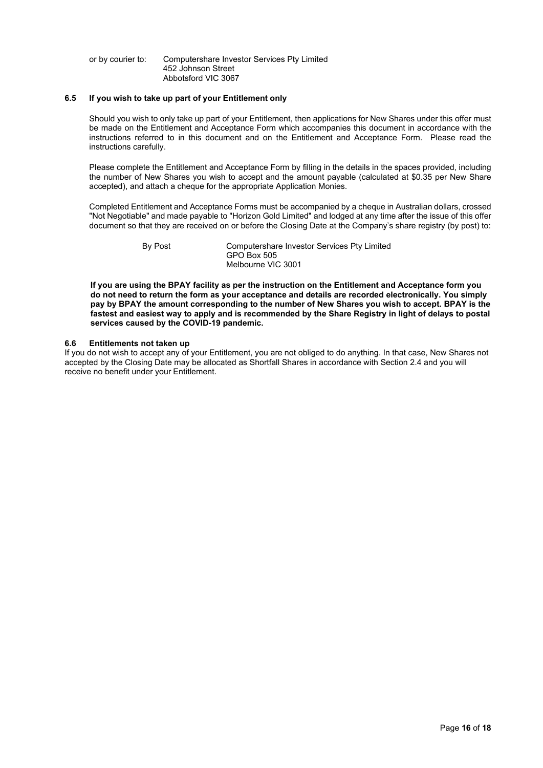or by courier to: Computershare Investor Services Pty Limited
452 Johnson Street
Abbotsford VIC 3067

### 6.5 If you wish to take up part of your Entitlement only

Should you wish to only take up part of your Entitlement, then applications for New Shares under this offer must be made on the Entitlement and Acceptance Form which accompanies this document in accordance with the instructions referred to in this document and on the Entitlement and Acceptance Form. Please read the instructions carefully.

Please complete the Entitlement and Acceptance Form by filling in the details in the spaces provided, including the number of New Shares you wish to accept and the amount payable (calculated at $0.35 per New Share accepted), and attach a cheque for the appropriate Application Monies.

Completed Entitlement and Acceptance Forms must be accompanied by a cheque in Australian dollars, crossed "Not Negotiable" and made payable to "Horizon Gold Limited" and lodged at any time after the issue of this offer document so that they are received on or before the Closing Date at the Company's share registry (by post) to:

By Post Computershare Investor Services Pty Limited
GPO Box 505
Melbourne VIC 3001

**If you are using the BPAY facility as per the instruction on the Entitlement and Acceptance form you do not need to return the form as your acceptance and details are recorded electronically. You simply pay by BPAY the amount corresponding to the number of New Shares you wish to accept. BPAY is the fastest and easiest way to apply and is recommended by the Share Registry in light of delays to postal services caused by the COVID-19 pandemic.**

### 6.6 Entitlements not taken up

If you do not wish to accept any of your Entitlement, you are not obliged to do anything. In that case, New Shares not accepted by the Closing Date may be allocated as Shortfall Shares in accordance with Section 2.4 and you will receive no benefit under your Entitlement.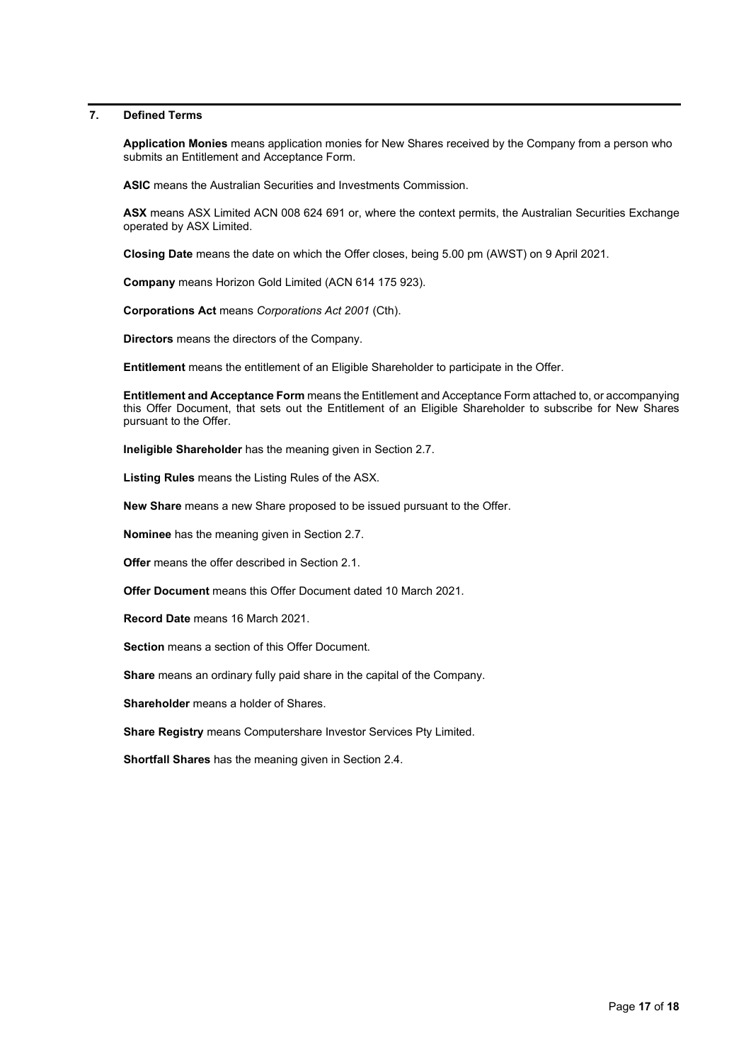## 7. Defined Terms

**Application Monies** means application monies for New Shares received by the Company from a person who submits an Entitlement and Acceptance Form.

**ASIC** means the Australian Securities and Investments Commission.

**ASX** means ASX Limited ACN 008 624 691 or, where the context permits, the Australian Securities Exchange operated by ASX Limited.

**Closing Date** means the date on which the Offer closes, being 5.00 pm (AWST) on 9 April 2021.

**Company** means Horizon Gold Limited (ACN 614 175 923).

**Corporations Act** means *Corporations Act 2001* (Cth).

**Directors** means the directors of the Company.

**Entitlement** means the entitlement of an Eligible Shareholder to participate in the Offer.

**Entitlement and Acceptance Form** means the Entitlement and Acceptance Form attached to, or accompanying this Offer Document, that sets out the Entitlement of an Eligible Shareholder to subscribe for New Shares pursuant to the Offer.

**Ineligible Shareholder** has the meaning given in Section 2.7.

**Listing Rules** means the Listing Rules of the ASX.

**New Share** means a new Share proposed to be issued pursuant to the Offer.

**Nominee** has the meaning given in Section 2.7.

**Offer** means the offer described in Section 2.1.

**Offer Document** means this Offer Document dated 10 March 2021.

**Record Date** means 16 March 2021.

**Section** means a section of this Offer Document.

**Share** means an ordinary fully paid share in the capital of the Company.

**Shareholder** means a holder of Shares.

**Share Registry** means Computershare Investor Services Pty Limited.

**Shortfall Shares** has the meaning given in Section 2.4.